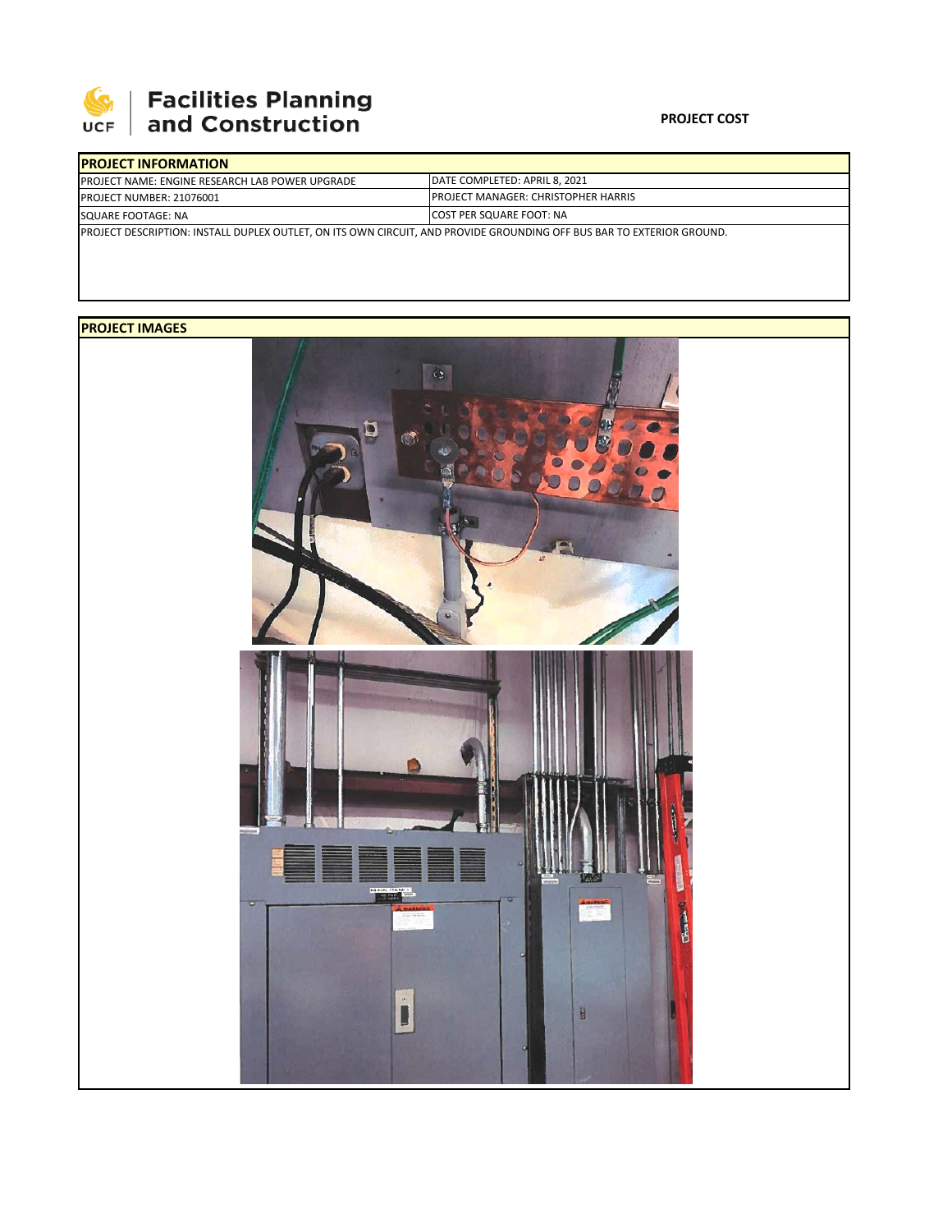Facilities Planning and Construction

**PROJECT COST**

| PROJECT INFORMATION | |
|---|---|
| PROJECT NAME: ENGINE RESEARCH LAB POWER UPGRADE | DATE COMPLETED: APRIL 8, 2021 |
| PROJECT NUMBER: 21076001 | PROJECT MANAGER: CHRISTOPHER HARRIS |
| SQUARE FOOTAGE: NA | COST PER SQUARE FOOT: NA |
| PROJECT DESCRIPTION: INSTALL DUPLEX OUTLET, ON ITS OWN CIRCUIT, AND PROVIDE GROUNDING OFF BUS BAR TO EXTERIOR GROUND. | |

**PROJECT IMAGES**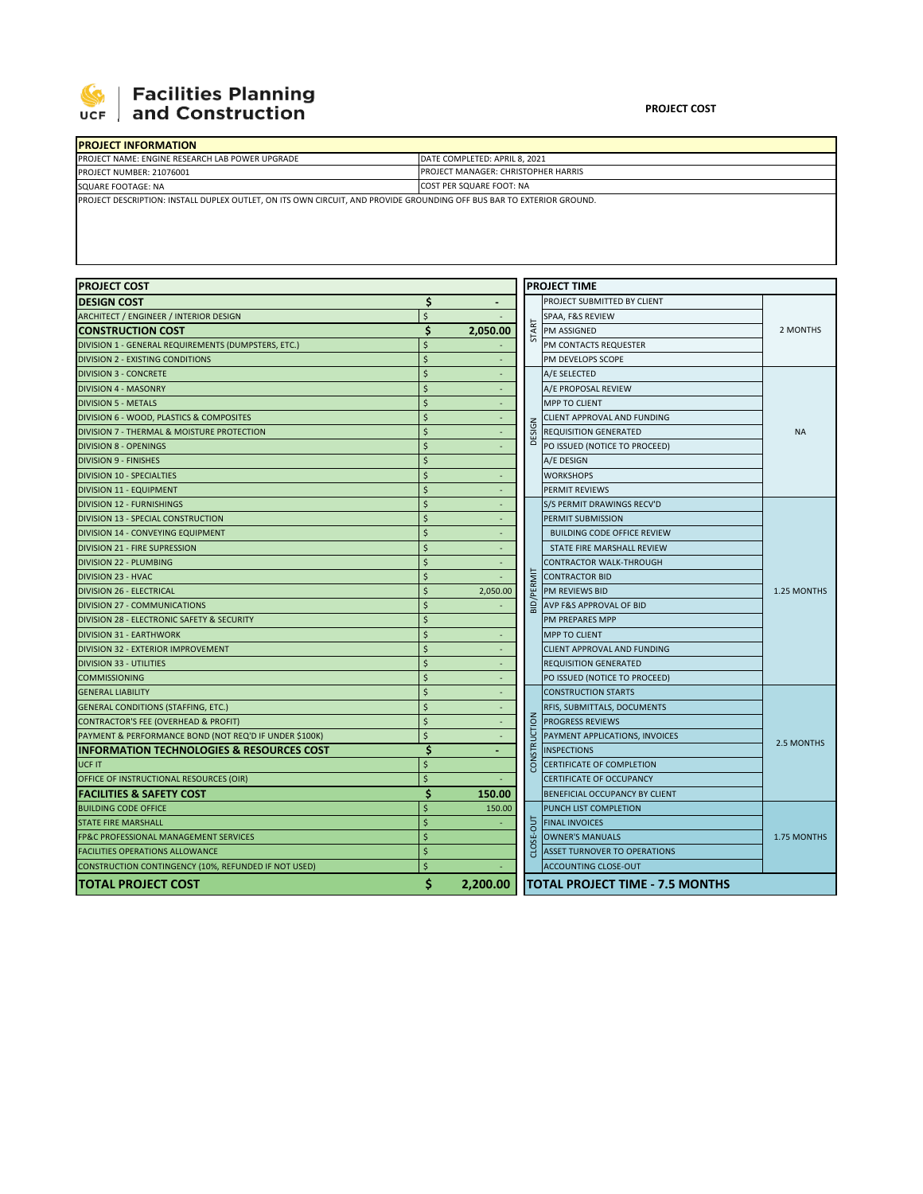**Facilities Planning and Construction**

**PROJECT COST**

| **PROJECT INFORMATION** | |
|---|---|
| PROJECT NAME: ENGINE RESEARCH LAB POWER UPGRADE | DATE COMPLETED: APRIL 8, 2021 |
| PROJECT NUMBER: 21076001 | PROJECT MANAGER: CHRISTOPHER HARRIS |
| SQUARE FOOTAGE: NA | COST PER SQUARE FOOT: NA |
| PROJECT DESCRIPTION: INSTALL DUPLEX OUTLET, ON ITS OWN CIRCUIT, AND PROVIDE GROUNDING OFF BUS BAR TO EXTERIOR GROUND. | |

| **PROJECT COST** | | |
|---|---|---|
| **DESIGN COST** | **$** | **-** |
| ARCHITECT / ENGINEER / INTERIOR DESIGN | $ | - |
| **CONSTRUCTION COST** | **$** | **2,050.00** |
| DIVISION 1 - GENERAL REQUIREMENTS (DUMPSTERS, ETC.) | $ | - |
| DIVISION 2 - EXISTING CONDITIONS | $ | - |
| DIVISION 3 - CONCRETE | $ | - |
| DIVISION 4 - MASONRY | $ | - |
| DIVISION 5 - METALS | $ | - |
| DIVISION 6 - WOOD, PLASTICS & COMPOSITES | $ | - |
| DIVISION 7 - THERMAL & MOISTURE PROTECTION | $ | - |
| DIVISION 8 - OPENINGS | $ | - |
| DIVISION 9 - FINISHES | $ | |
| DIVISION 10 - SPECIALTIES | $ | - |
| DIVISION 11 - EQUIPMENT | $ | - |
| DIVISION 12 - FURNISHINGS | $ | - |
| DIVISION 13 - SPECIAL CONSTRUCTION | $ | - |
| DIVISION 14 - CONVEYING EQUIPMENT | $ | - |
| DIVISION 21 - FIRE SUPRESSION | $ | - |
| DIVISION 22 - PLUMBING | $ | - |
| DIVISION 23 - HVAC | $ | - |
| DIVISION 26 - ELECTRICAL | $ | 2,050.00 |
| DIVISION 27 - COMMUNICATIONS | $ | - |
| DIVISION 28 - ELECTRONIC SAFETY & SECURITY | $ | |
| DIVISION 31 - EARTHWORK | $ | - |
| DIVISION 32 - EXTERIOR IMPROVEMENT | $ | - |
| DIVISION 33 - UTILITIES | $ | - |
| COMMISSIONING | $ | - |
| GENERAL LIABILITY | $ | - |
| GENERAL CONDITIONS (STAFFING, ETC.) | $ | - |
| CONTRACTOR'S FEE (OVERHEAD & PROFIT) | $ | - |
| PAYMENT & PERFORMANCE BOND (NOT REQ'D IF UNDER $100K) | $ | - |
| **INFORMATION TECHNOLOGIES & RESOURCES COST** | **$** | **-** |
| UCF IT | $ | |
| OFFICE OF INSTRUCTIONAL RESOURCES (OIR) | $ | - |
| **FACILITIES & SAFETY COST** | **$** | **150.00** |
| BUILDING CODE OFFICE | $ | 150.00 |
| STATE FIRE MARSHALL | $ | - |
| FP&C PROFESSIONAL MANAGEMENT SERVICES | $ | |
| FACILITIES OPERATIONS ALLOWANCE | $ | |
| CONSTRUCTION CONTINGENCY (10%, REFUNDED IF NOT USED) | $ | - |
| **TOTAL PROJECT COST** | **$** | **2,200.00** |

| **PROJECT TIME** | | |
|---|---|---|
| START | PROJECT SUBMITTED BY CLIENT | 2 MONTHS |
| | SPAA, F&S REVIEW | |
| | PM ASSIGNED | |
| | PM CONTACTS REQUESTER | |
| | PM DEVELOPS SCOPE | |
| DESIGN | A/E SELECTED | NA |
| | A/E PROPOSAL REVIEW | |
| | MPP TO CLIENT | |
| | CLIENT APPROVAL AND FUNDING | |
| | REQUISITION GENERATED | |
| | PO ISSUED (NOTICE TO PROCEED) | |
| | A/E DESIGN | |
| | WORKSHOPS | |
| | PERMIT REVIEWS | |
| BID/PERMIT | S/S PERMIT DRAWINGS RECV'D | 1.25 MONTHS |
| | PERMIT SUBMISSION | |
| | BUILDING CODE OFFICE REVIEW | |
| | STATE FIRE MARSHALL REVIEW | |
| | CONTRACTOR WALK-THROUGH | |
| | CONTRACTOR BID | |
| | PM REVIEWS BID | |
| | AVP F&S APPROVAL OF BID | |
| | PM PREPARES MPP | |
| | MPP TO CLIENT | |
| | CLIENT APPROVAL AND FUNDING | |
| | REQUISITION GENERATED | |
| | PO ISSUED (NOTICE TO PROCEED) | |
| CONSTRUCTION | CONSTRUCTION STARTS | 2.5 MONTHS |
| | RFIS, SUBMITTALS, DOCUMENTS | |
| | PROGRESS REVIEWS | |
| | PAYMENT APPLICATIONS, INVOICES | |
| | INSPECTIONS | |
| | CERTIFICATE OF COMPLETION | |
| | CERTIFICATE OF OCCUPANCY | |
| | BENEFICIAL OCCUPANCY BY CLIENT | |
| CLOSE-OUT | PUNCH LIST COMPLETION | 1.75 MONTHS |
| | FINAL INVOICES | |
| | OWNER'S MANUALS | |
| | ASSET TURNOVER TO OPERATIONS | |
| | ACCOUNTING CLOSE-OUT | |
| **TOTAL PROJECT TIME - 7.5 MONTHS** | | |